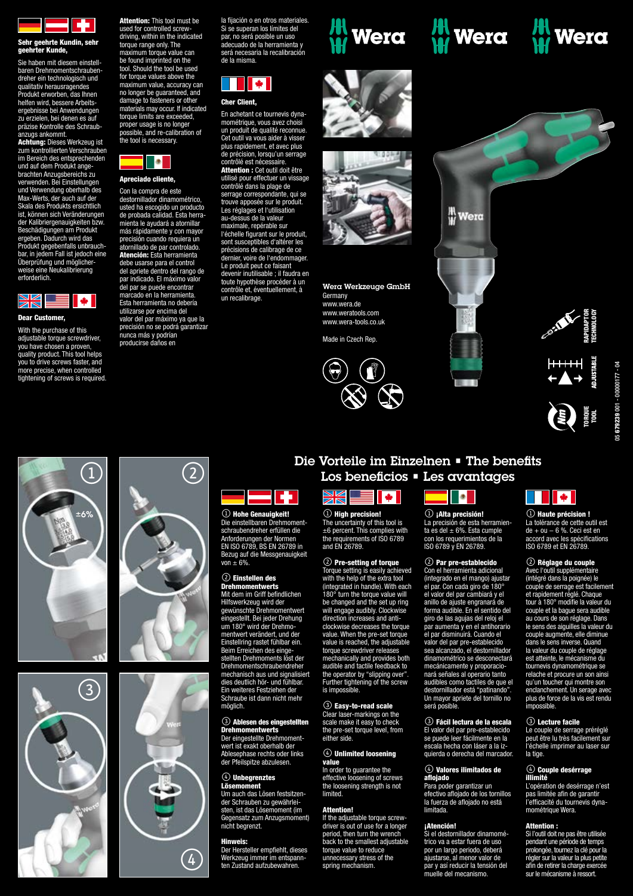**Sehr geehrte Kundin, sehr geehrter Kunde,**

Sie haben mit diesem einstellbaren Drehmomentschraubendreher ein technologisch und qualitativ herausragendes Produkt erworben, das Ihnen helfen wird, bessere Arbeitsergebnisse bei Anwendungen zu erzielen, bei denen es auf präzise Kontrolle des Schraubanzugs ankommt.
**Achtung:** Dieses Werkzeug ist zum kontrollierten Verschrauben im Bereich des entsprechenden und auf dem Produkt angebrachten Anzugsbereichs zu verwenden. Bei Einstellungen und Verwendung oberhalb des Max-Werts, der auch auf der Skala des Produkts ersichtlich ist, können sich Veränderungen der Kalibriergenauigkeiten bzw. Beschädigungen am Produkt ergeben. Dadurch wird das Produkt gegebenenfalls unbrauchbar, in jedem Fall ist jedoch eine Überprüfung und möglicherweise eine Neukalibrierung erforderlich.

**Dear Customer,**

With the purchase of this adjustable torque screwdriver, you have chosen a proven, quality product. This tool helps you to drive screws faster, and more precise, when controlled tightening of screws is required.
**Attention:** This tool must be used for controlled screwdriving, within in the indicated torque range only. The maximum torque value can be found imprinted on the tool. Should the tool be used for torque values above the maximum value, accuracy can no longer be guaranteed, and damage to fasteners or other materials may occur. If indicated torque limits are exceeded, proper usage is no longer possible, and re-calibration of the tool is necessary.

**Apreciado cliente,**

Con la compra de este destornillador dinamométrico, usted ha escogido un producto de probada calidad. Esta herramienta le ayudará a atornillar más rápidamente y con mayor precisión cuando requiera un atornillado de par controlado.
**Atención:** Esta herramienta debe usarse para el control del apriete dentro del rango de par indicado. El máximo valor del par se puede encontrar marcado en la herramienta. Esta herramienta no debería utilizarse por encima del valor del par máximo ya que la precisión no se podrá garantizar nunca más y podrían producirse daños en la fijación o en otros materiales. Si se superan los límites del par, no será posible un uso adecuado de la herramienta y será necesaria la recalibración de la misma.

**Cher Client,**

En achetant ce tournevis dynamométrique, vous avez choisi un produit de qualité reconnue. Cet outil va vous aider à visser plus rapidement, et avec plus de précision, lorsqu'un serrage contrôlé est nécessaire.
**Attention :** Cet outil doit être utilisé pour effectuer un vissage contrôlé dans la plage de serrage correspondante, qui se trouve apposée sur le produit. Les réglages et l'utilisation au-dessus de la valeur maximale, repérable sur l'échelle figurant sur le produit, sont susceptibles d'altérer les précisions de calibrage de ce dernier, voire de l'endommager. Le produit peut ce faisant devenir inutilisable ; il faudra en toute hypothèse procéder à un contrôle et, éventuellement, à un recalibrage.

Wera

**Wera Werkzeuge GmbH**
Germany
www.wera.de
www.weratools.com
www.wera-tools.co.uk

Made in Czech Rep.

RAPIDAPTOR TECHNOLOGY

ADJUSTABLE

TORQUE TOOL

05 679239 001 - 00000177 - 04

## Die Vorteile im Einzelnen ▪ The benefits
## Los beneficios ▪ Les avantages

### Deutsch

**① Hohe Genauigkeit!**
Die einstellbaren Drehmomentschraubendreher erfüllen die Anforderungen der Normen EN ISO 6789, BS EN 26789 in Bezug auf die Messgenauigkeit von ± 6%.

**② Einstellen des Drehmomentwerts**
Mit dem im Griff befindlichen Hilfswerkzeug wird der gewünschte Drehmomentwert eingestellt. Bei jeder Drehung um 180° wird der Drehmomentwert verändert, und der Einstellring rastet fühlbar ein. Beim Erreichen des eingestellten Drehmoments löst der Drehmomentschraubendreher mechanisch aus und signalisiert dies deutlich hör- und fühlbar. Ein weiteres Festziehen der Schraube ist dann nicht mehr möglich.

**③ Ablesen des eingestellten Drehmomentwerts**
Der eingestellte Drehmomentwert ist exakt oberhalb der Ablesephase rechts oder links der Pfeilspitze abzulesen.

**④ Unbegrenztes Lösemoment**
Um auch das Lösen festsitzender Schrauben zu gewährleisten, ist das Lösemoment (im Gegensatz zum Anzugsmoment) nicht begrenzt.

**Hinweis:**
Der Hersteller empfiehlt, dieses Werkzeug immer im entspannten Zustand aufzubewahren.

### English

**① High precision!**
The uncertainty of this tool is ±6 percent. This complies with the requirements of ISO 6789 and EN 26789.

**② Pre-setting of torque**
Torque setting is easily achieved with the help of the extra tool (integrated in handle). With each 180° turn the torque value will be changed and the set up ring will engage audibly. Clockwise direction increases and anti-clockwise decreases the torque value. When the pre-set torque value is reached, the adjustable torque screwdriver releases mechanically and provides both audible and tactile feedback to the operator by "slipping over". Further tightening of the screw is impossible.

**③ Easy-to-read scale**
Clear laser-markings on the scale make it easy to check the pre-set torque level, from either side.

**④ Unlimited loosening value**
In order to guarantee the effective loosening of screws the loosening strength is not limited.

**Attention!**
If the adjustable torque screwdriver is out of use for a longer period, then turn the wrench back to the smallest adjustable torque value to reduce unnecessary stress of the spring mechanism.

### Español

**① ¡Alta precisión!**
La precisión de esta herramienta es del ± 6%. Esta cumple con los requerimientos de la ISO 6789 y EN 26789.

**② Par pre-establecido**
Con el herramienta adicional (integrado en el mango) ajustar el par. Con cada giro de 180° el valor del par cambiará y el anillo de ajuste engranará de forma audible. En el sentido del giro de las agujas del reloj el par aumenta y en el antihorario el par disminuirá. Cuando el valor del par pre-establecido sea alcanzado, el destornillador dinamométrico se desconectará mecánicamente y proporcionará señales al operario tanto audibles como tactiles de que el destornillador está "patinando". Un mayor apriete del tornillo no será posible.

**③ Fácil lectura de la escala**
El valor del par pre-establecido se puede leer fácilmente en la escala hecha con láser a la izquierda o derecha del marcador.

**④ Valores ilimitados de aflojado**
Para poder garantizar un efectivo aflojado de los tornillos la fuerza de aflojado no está limitada.

**¡Atención!**
Si el destornillador dinamométrico va a estar fuera de uso por un largo periodo, deberá ajustarse, al menor valor de par y así reducir la tensión del muelle del mecanismo.

### Français

**① Haute précision !**
La tolérance de cette outil est de + ou – 6 %. Ceci est en accord avec les spécifications ISO 6789 et EN 26789.

**② Réglage du couple**
Avec l'outil supplémentaire (intégré dans la poignée) le couple de serrage est facilement et rapidement réglé. Chaque tour à 180° modifie la valeur du couple et la bague sera audible au cours de son réglage. Dans le sens des aiguilles la valeur du couple augmente, elle diminue dans le sens inverse. Quand la valeur du couple de réglage est atteinte, le mécanisme du tournevis dynamométrique se relache et procure un son ainsi qu'un toucher qui montre son enclanchement. Un serrage avec plus de force de la vis est rendu impossible.

**③ Lecture facile**
Le couple de serrage préréglé peut être lu très facilement sur l'échelle imprimer au laser sur la tige.

**④ Couple desérrage illimité**
L'opération de desérrage n'est pas limitée afin de garantir l'efficacité du tournevis dynamométrique Wera.

**Attention :**
Si l'outil doit ne pas être utilisée pendant une période de temps prolongée, tournez la clé pour la régler sur la valeur la plus petite afin de retirer la charge exercée sur le mécanisme à ressort.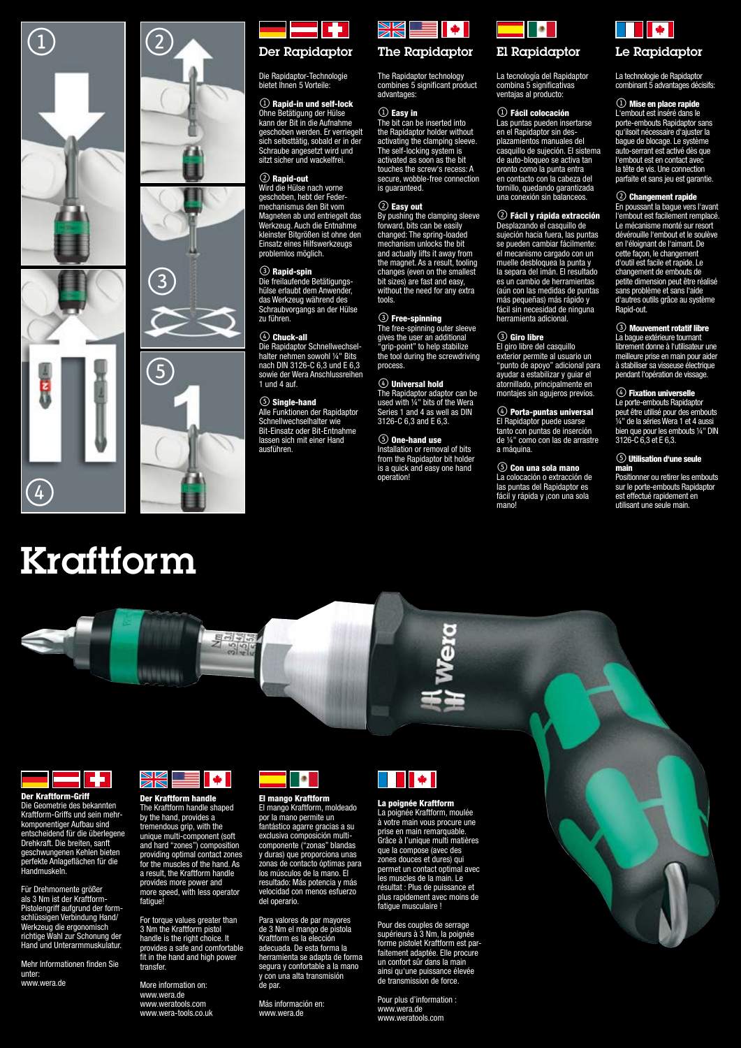## Der Rapidaptor

Die Rapidaptor-Technologie bietet Ihnen 5 Vorteile:

**① Rapid-in und self-lock**
Ohne Betätigung der Hülse kann der Bit in die Aufnahme geschoben werden. Er verriegelt sich selbsttätig, sobald er in der Schraube angesetzt wird und sitzt sicher und wackelfrei.

**② Rapid-out**
Wird die Hülse nach vorne geschoben, hebt der Feder-mechanismus den Bit vom Magneten ab und entriegelt das Werkzeug. Auch die Entnahme kleinster Bitgrößen ist ohne den Einsatz eines Hilfswerkzeugs problemlos möglich.

**③ Rapid-spin**
Die freilaufende Betätigungs-hülse erlaubt dem Anwender, das Werkzeug während des Schraubvorgangs an der Hülse zu führen.

**④ Chuck-all**
Die Rapidaptor Schnellwechsel-halter nehmen sowohl ¼" Bits nach DIN 3126-C 6,3 und E 6,3 sowie der Wera Anschlussreihen 1 und 4 auf.

**⑤ Single-hand**
Alle Funktionen der Rapidaptor Schnellwechselhalter wie Bit-Einsatz oder Bit-Entnahme lassen sich mit einer Hand ausführen.

## The Rapidaptor

The Rapidaptor technology combines 5 significant product advantages:

**① Easy in**
The bit can be inserted into the Rapidaptor holder without activating the clamping sleeve. The self-locking system is activated as soon as the bit touches the screw's recess: A secure, wobble-free connection is guaranteed.

**② Easy out**
By pushing the clamping sleeve forward, bits can be easily changed: The spring-loaded mechanism unlocks the bit and actually lifts it away from the magnet. As a result, tooling changes (even on the smallest bit sizes) are fast and easy, without the need for any extra tools.

**③ Free-spinning**
The free-spinning outer sleeve gives the user an additional "grip-point" to help stabilize the tool during the screwdriving process.

**④ Universal hold**
The Rapidaptor adaptor can be used with ¼" bits of the Wera Series 1 and 4 as well as DIN 3126-C 6,3 and E 6,3.

**⑤ One-hand use**
Installation or removal of bits from the Rapidaptor bit holder is a quick and easy one hand operation!

## El Rapidaptor

La tecnología del Rapidaptor combina 5 significativas ventajas al producto:

**① Fácil colocación**
Las puntas pueden insertarse en el Rapidaptor sin des-plazamientos manuales del casquillo de sujeción. El sistema de auto-bloqueo se activa tan pronto como la punta entra en contacto con la cabeza del tornillo, quedando garantizada una conexión sin balanceos.

**② Fácil y rápida extracción**
Desplazando el casquillo de sujeción hacia fuera, las puntas se pueden cambiar fácilmente: el mecanismo cargado con un muelle desbloquea la punta y la separa del imán. El resultado es un cambio de herramientas (aún con las medidas de puntas más pequeñas) más rápido y fácil sin necesidad de ninguna herramienta adicional.

**③ Giro libre**
El giro libre del casquillo exterior permite al usuario un "punto de apoyo" adicional para ayudar a estabilizar y guiar el atornillado, principalmente en montajes sin agujeros previos.

**④ Porta-puntas universal**
El Rapidaptor puede usarse tanto con puntas de inserción de ¼" como con las de arrastre a máquina.

**⑤ Con una sola mano**
La colocación o extracción de las puntas del Rapidaptor es fácil y rápida y ¡con una sola mano!

## Le Rapidaptor

La technologie de Rapidaptor combinant 5 advantages décisifs:

**① Mise en place rapide**
L'embout est inséré dans le porte-embouts Rapidaptor sans qu'ilsoit nécessaire d'ajuster la bague de blocage. Le système auto-serrant est activé dès que l'embout est en contact avec la tête de vis. Une connection parfaite et sans jeu est garantie.

**② Changement rapide**
En poussant la bague vers l'avant l'embout est facilement remplacé. Le mécanisme monté sur resort dévérouille l'embout et le soulève en l'éloignant de l'aimant. De cette façon, le changement d'outil est facile et rapide. Le changement de embouts de petite dimension peut être réalisé sans problème et sans l'aide d'autres outils grâce au système Rapid-out.

**③ Mouvement rotatif libre**
La bague extérieure tournant librement donne à l'utilisateur une meilleure prise en main pour aider à stabiliser sa visseuse électrique pendant l'opération de vissage.

**④ Fixation universelle**
Le porte-embouts Rapidaptor peut être utilisé pour des embouts ¼" de la séries Wera 1 et 4 aussi bien que pour les embouts ¼" DIN 3126-C 6,3 et E 6,3.

**⑤ Utilisation d'une seule main**
Positionner ou retirer les embouts sur le porte-embouts Rapidaptor est effectué rapidement en utilisant une seule main.

# Kraftform

**Der Kraftform-Griff**
Die Geometrie des bekannten Kraftform-Griffs und sein mehr-komponentiger Aufbau sind entscheidend für die überlegene Drehkraft. Die breiten, sanft geschwungenen Kehlen bieten perfekte Anlageflächen für die Handmuskeln.

Für Drehmomente größer als 3 Nm ist der Kraftform-Pistolengriff aufgrund der form-schlüssigen Verbindung Hand/Werkzeug die ergonomisch richtige Wahl zur Schonung der Hand und Unterarmmuskulatur.

Mehr Informationen finden Sie unter:
www.wera.de

**Der Kraftform handle**
The Kraftform handle shaped by the hand, provides a tremendous grip, with the unique multi-component (soft and hard "zones") composition providing optimal contact zones for the muscles of the hand. As a result, the Kraftform handle provides more power and more speed, with less operator fatigue!

For torque values greater than 3 Nm the Kraftform pistol handle is the right choice. It provides a safe and comfortable fit in the hand and high power transfer.

More information on:
www.wera.de
www.weratools.com
www.wera-tools.co.uk

**El mango Kraftform**
El mango Kraftform, moldeado por la mano permite un fantástico agarre gracias a su exclusiva composición multi-componente ("zonas" blandas y duras) que proporciona unas zonas de contacto óptimas para los músculos de la mano. El resultado: Más potencia y más velocidad con menos esfuerzo del operario.

Para valores de par mayores de 3 Nm el mango de pistola Kraftform es la elección adecuada. De esta forma la herramienta se adapta de forma segura y confortable a la mano y con una alta transmisión de par.

Más información en:
www.wera.de

**La poignée Kraftform**
La poignée Kraftform, moulée à votre main vous procure une prise en main remarquable. Grâce à l'unique multi matières que la compose (avec des zones douces et dures) qui permet un contact optimal avec les muscles de la main. Le résultat : Plus de puissance et plus rapidement avec moins de fatigue musculaire !

Pour des couples de serrage supérieurs à 3 Nm, la poignée forme pistolet Kraftform est par-faitement adaptée. Elle procure un confort sûr dans la main ainsi qu'une puissance élevée de transmission de force.

Pour plus d'information :
www.wera.de
www.weratools.com